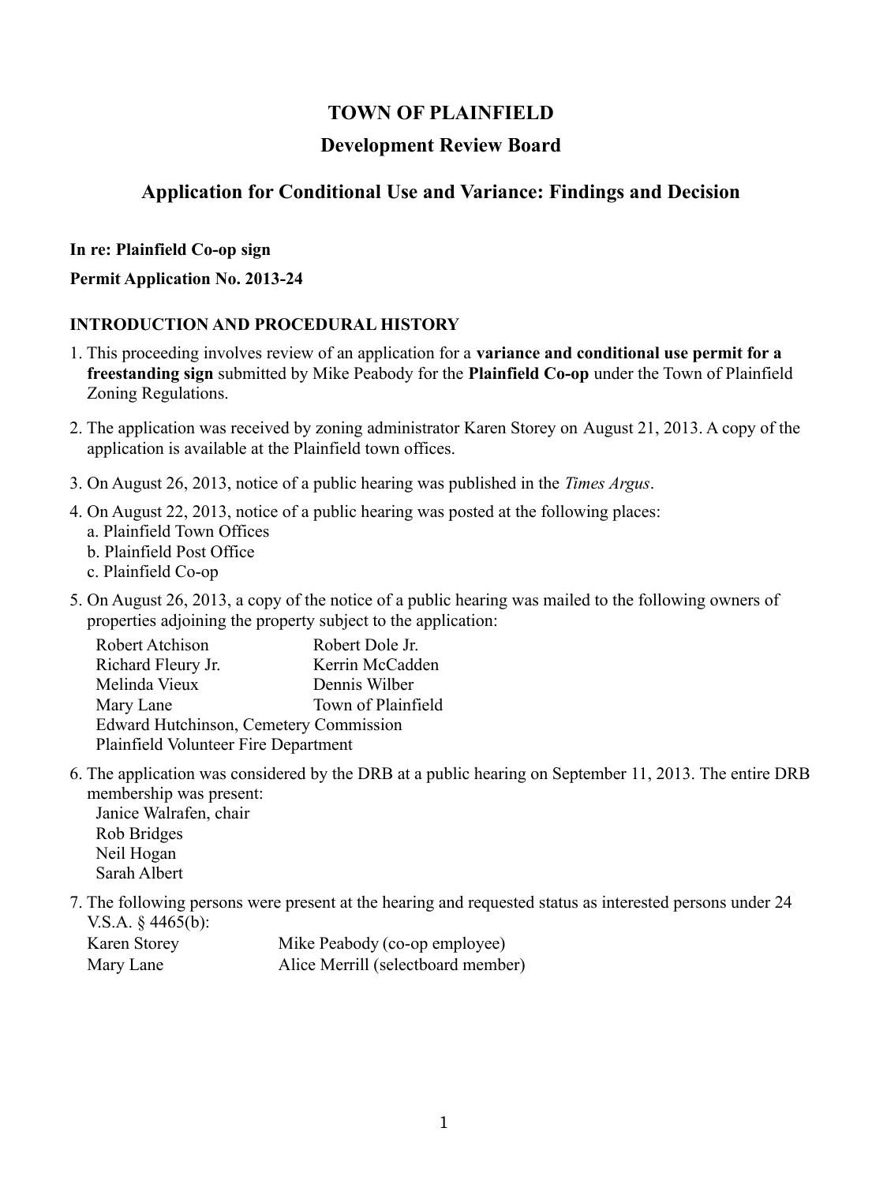# TOWN OF PLAINFIELD

## Development Review Board

## Application for Conditional Use and Variance: Findings and Decision

**In re: Plainfield Co-op sign**

**Permit Application No. 2013-24**

### INTRODUCTION AND PROCEDURAL HISTORY

1. This proceeding involves review of an application for a **variance and conditional use permit for a freestanding sign** submitted by Mike Peabody for the **Plainfield Co-op** under the Town of Plainfield Zoning Regulations.

2. The application was received by zoning administrator Karen Storey on August 21, 2013. A copy of the application is available at the Plainfield town offices.

3. On August 26, 2013, notice of a public hearing was published in the *Times Argus*.

4. On August 22, 2013, notice of a public hearing was posted at the following places:
   a. Plainfield Town Offices
   b. Plainfield Post Office
   c. Plainfield Co-op

5. On August 26, 2013, a copy of the notice of a public hearing was mailed to the following owners of properties adjoining the property subject to the application:

   Robert Atchison — Robert Dole Jr.
   Richard Fleury Jr. — Kerrin McCadden
   Melinda Vieux — Dennis Wilber
   Mary Lane — Town of Plainfield
   Edward Hutchinson, Cemetery Commission
   Plainfield Volunteer Fire Department

6. The application was considered by the DRB at a public hearing on September 11, 2013. The entire DRB membership was present:
   Janice Walrafen, chair
   Rob Bridges
   Neil Hogan
   Sarah Albert

7. The following persons were present at the hearing and requested status as interested persons under 24 V.S.A. § 4465(b):

   Karen Storey — Mike Peabody (co-op employee)
   Mary Lane — Alice Merrill (selectboard member)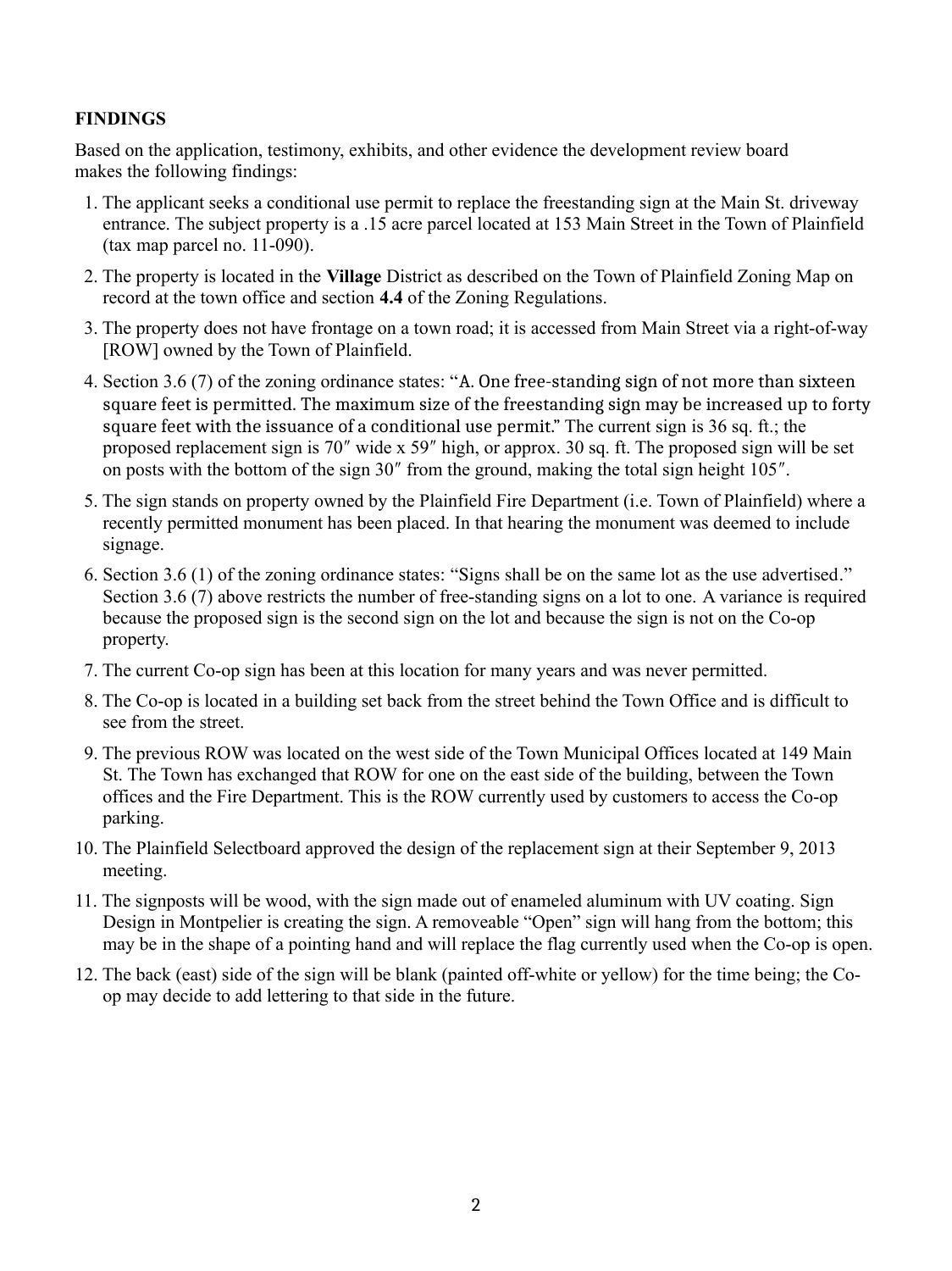**FINDINGS**

Based on the application, testimony, exhibits, and other evidence the development review board makes the following findings:

1. The applicant seeks a conditional use permit to replace the freestanding sign at the Main St. driveway entrance. The subject property is a .15 acre parcel located at 153 Main Street in the Town of Plainfield (tax map parcel no. 11-090).
2. The property is located in the **Village** District as described on the Town of Plainfield Zoning Map on record at the town office and section **4.4** of the Zoning Regulations.
3. The property does not have frontage on a town road; it is accessed from Main Street via a right-of-way [ROW] owned by the Town of Plainfield.
4. Section 3.6 (7) of the zoning ordinance states: "A. One free-standing sign of not more than sixteen square feet is permitted. The maximum size of the freestanding sign may be increased up to forty square feet with the issuance of a conditional use permit." The current sign is 36 sq. ft.; the proposed replacement sign is 70″ wide x 59″ high, or approx. 30 sq. ft. The proposed sign will be set on posts with the bottom of the sign 30″ from the ground, making the total sign height 105″.
5. The sign stands on property owned by the Plainfield Fire Department (i.e. Town of Plainfield) where a recently permitted monument has been placed. In that hearing the monument was deemed to include signage.
6. Section 3.6 (1) of the zoning ordinance states: "Signs shall be on the same lot as the use advertised." Section 3.6 (7) above restricts the number of free-standing signs on a lot to one. A variance is required because the proposed sign is the second sign on the lot and because the sign is not on the Co-op property.
7. The current Co-op sign has been at this location for many years and was never permitted.
8. The Co-op is located in a building set back from the street behind the Town Office and is difficult to see from the street.
9. The previous ROW was located on the west side of the Town Municipal Offices located at 149 Main St. The Town has exchanged that ROW for one on the east side of the building, between the Town offices and the Fire Department. This is the ROW currently used by customers to access the Co-op parking.
10. The Plainfield Selectboard approved the design of the replacement sign at their September 9, 2013 meeting.
11. The signposts will be wood, with the sign made out of enameled aluminum with UV coating. Sign Design in Montpelier is creating the sign. A removeable "Open" sign will hang from the bottom; this may be in the shape of a pointing hand and will replace the flag currently used when the Co-op is open.
12. The back (east) side of the sign will be blank (painted off-white or yellow) for the time being; the Co-op may decide to add lettering to that side in the future.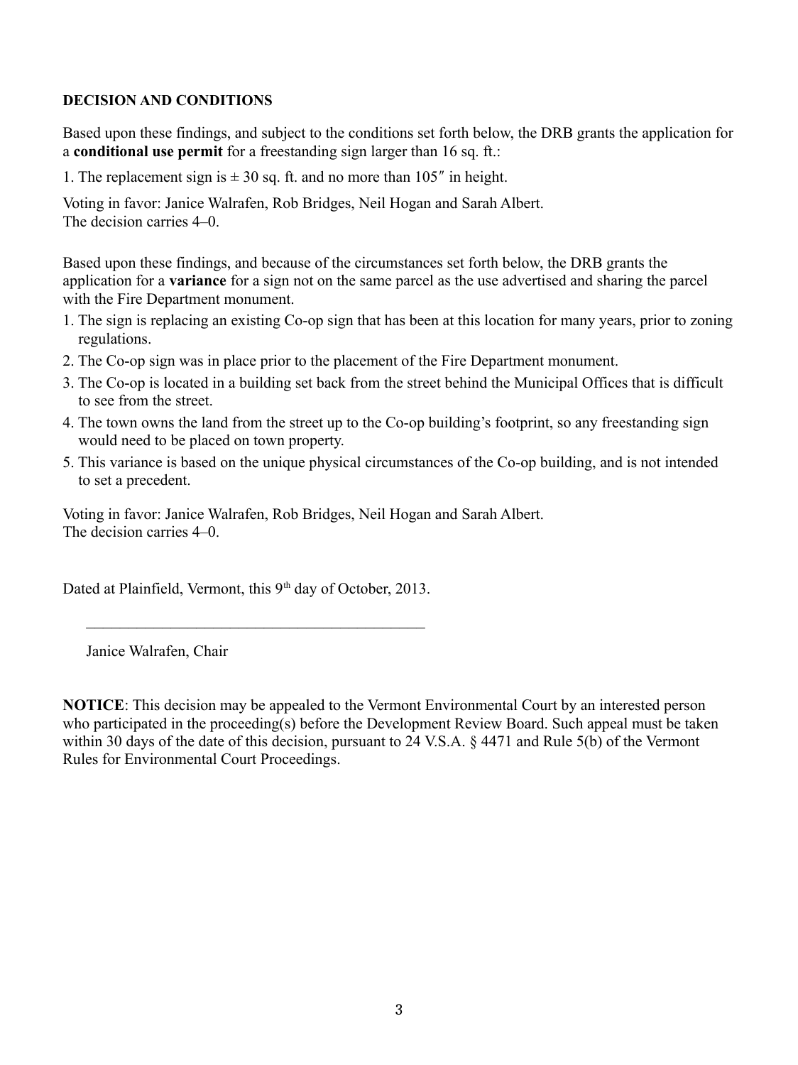**DECISION AND CONDITIONS**

Based upon these findings, and subject to the conditions set forth below, the DRB grants the application for a **conditional use permit** for a freestanding sign larger than 16 sq. ft.:

1. The replacement sign is ± 30 sq. ft. and no more than 105″ in height.

Voting in favor: Janice Walrafen, Rob Bridges, Neil Hogan and Sarah Albert.
The decision carries 4–0.

Based upon these findings, and because of the circumstances set forth below, the DRB grants the application for a **variance** for a sign not on the same parcel as the use advertised and sharing the parcel with the Fire Department monument.

1. The sign is replacing an existing Co-op sign that has been at this location for many years, prior to zoning regulations.
2. The Co-op sign was in place prior to the placement of the Fire Department monument.
3. The Co-op is located in a building set back from the street behind the Municipal Offices that is difficult to see from the street.
4. The town owns the land from the street up to the Co-op building's footprint, so any freestanding sign would need to be placed on town property.
5. This variance is based on the unique physical circumstances of the Co-op building, and is not intended to set a precedent.

Voting in favor: Janice Walrafen, Rob Bridges, Neil Hogan and Sarah Albert.
The decision carries 4–0.

Dated at Plainfield, Vermont, this 9th day of October, 2013.

_____________________________________________

Janice Walrafen, Chair

**NOTICE**: This decision may be appealed to the Vermont Environmental Court by an interested person who participated in the proceeding(s) before the Development Review Board. Such appeal must be taken within 30 days of the date of this decision, pursuant to 24 V.S.A. § 4471 and Rule 5(b) of the Vermont Rules for Environmental Court Proceedings.